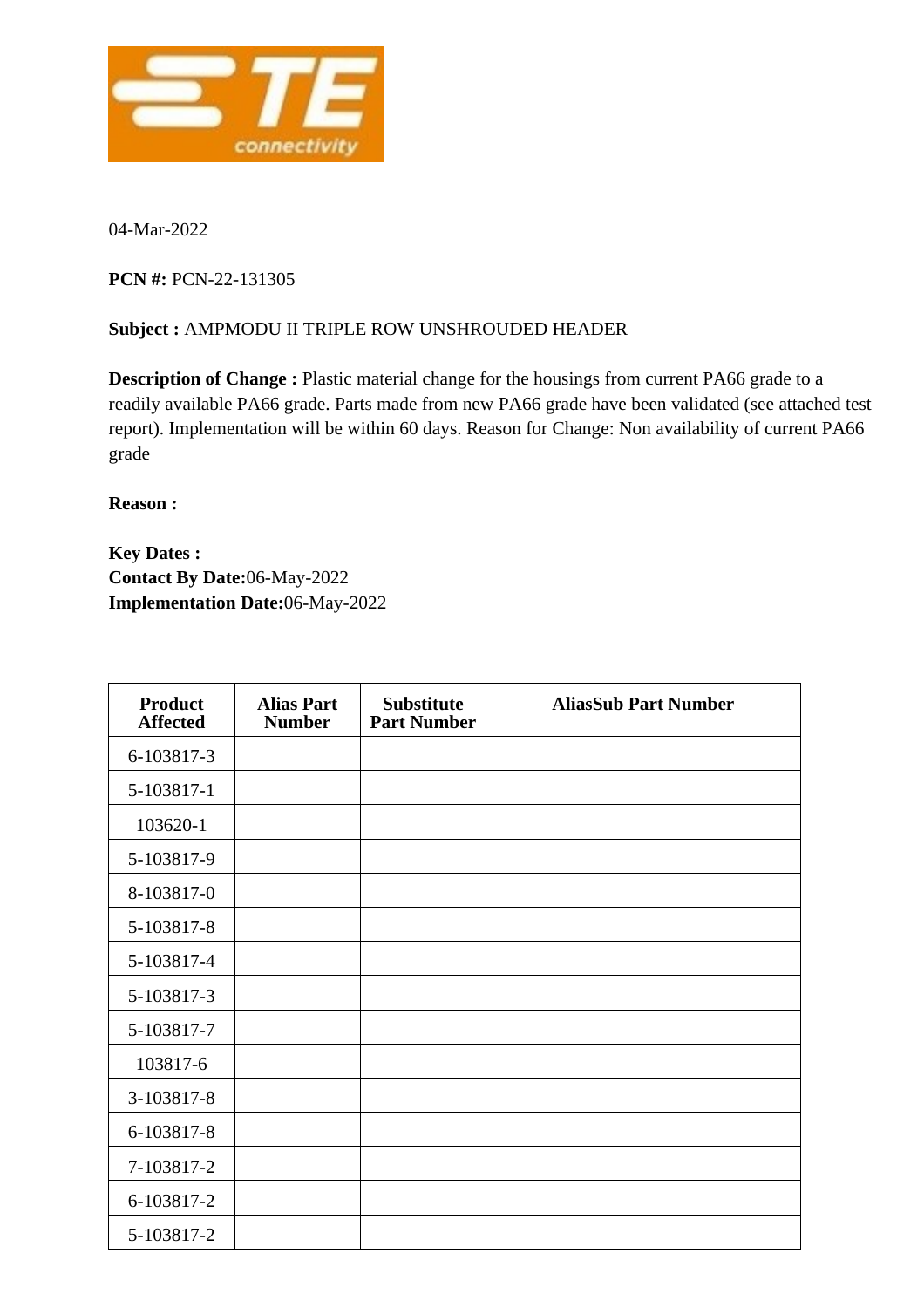04-Mar-2022

**PCN #:** PCN-22-131305

**Subject :** AMPMODU II TRIPLE ROW UNSHROUDED HEADER

**Description of Change :** Plastic material change for the housings from current PA66 grade to a readily available PA66 grade. Parts made from new PA66 grade have been validated (see attached test report). Implementation will be within 60 days. Reason for Change: Non availability of current PA66 grade

**Reason :**

**Key Dates :**
**Contact By Date:**06-May-2022
**Implementation Date:**06-May-2022

| Product Affected | Alias Part Number | Substitute Part Number | AliasSub Part Number |
|---|---|---|---|
| 6-103817-3 | | | |
| 5-103817-1 | | | |
| 103620-1 | | | |
| 5-103817-9 | | | |
| 8-103817-0 | | | |
| 5-103817-8 | | | |
| 5-103817-4 | | | |
| 5-103817-3 | | | |
| 5-103817-7 | | | |
| 103817-6 | | | |
| 3-103817-8 | | | |
| 6-103817-8 | | | |
| 7-103817-2 | | | |
| 6-103817-2 | | | |
| 5-103817-2 | | | |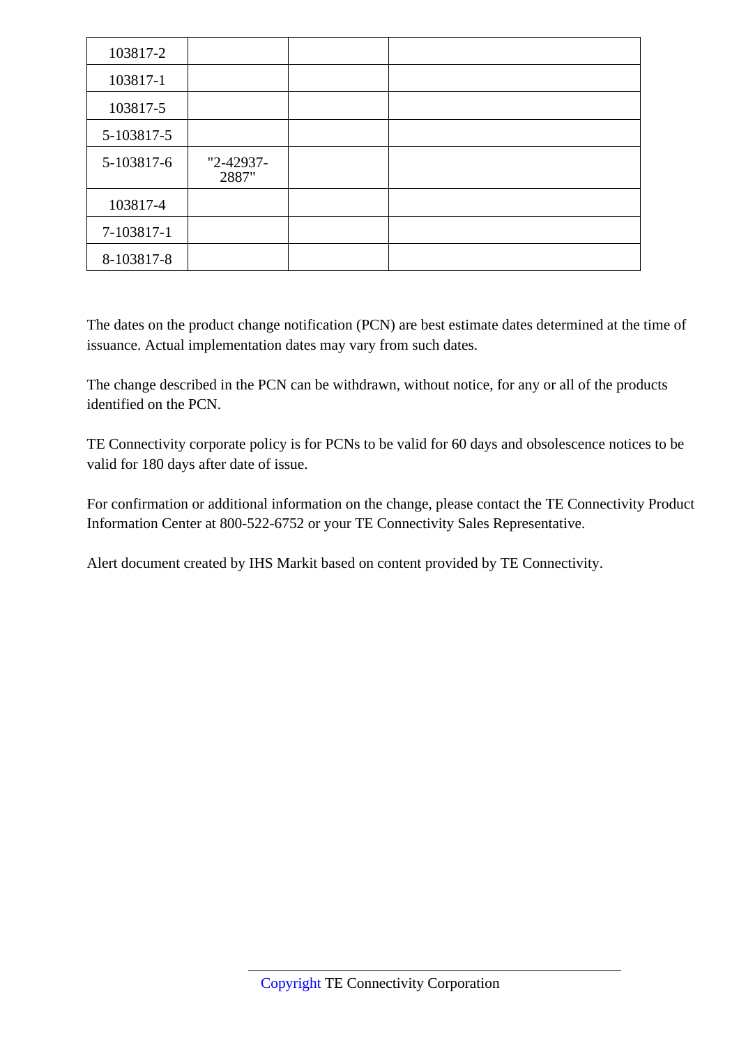| | | | |
|---|---|---|---|
| 103817-2 | | | |
| 103817-1 | | | |
| 103817-5 | | | |
| 5-103817-5 | | | |
| 5-103817-6 | "2-42937-2887" | | |
| 103817-4 | | | |
| 7-103817-1 | | | |
| 8-103817-8 | | | |

The dates on the product change notification (PCN) are best estimate dates determined at the time of issuance. Actual implementation dates may vary from such dates.

The change described in the PCN can be withdrawn, without notice, for any or all of the products identified on the PCN.

TE Connectivity corporate policy is for PCNs to be valid for 60 days and obsolescence notices to be valid for 180 days after date of issue.

For confirmation or additional information on the change, please contact the TE Connectivity Product Information Center at 800-522-6752 or your TE Connectivity Sales Representative.

Alert document created by IHS Markit based on content provided by TE Connectivity.

Copyright TE Connectivity Corporation